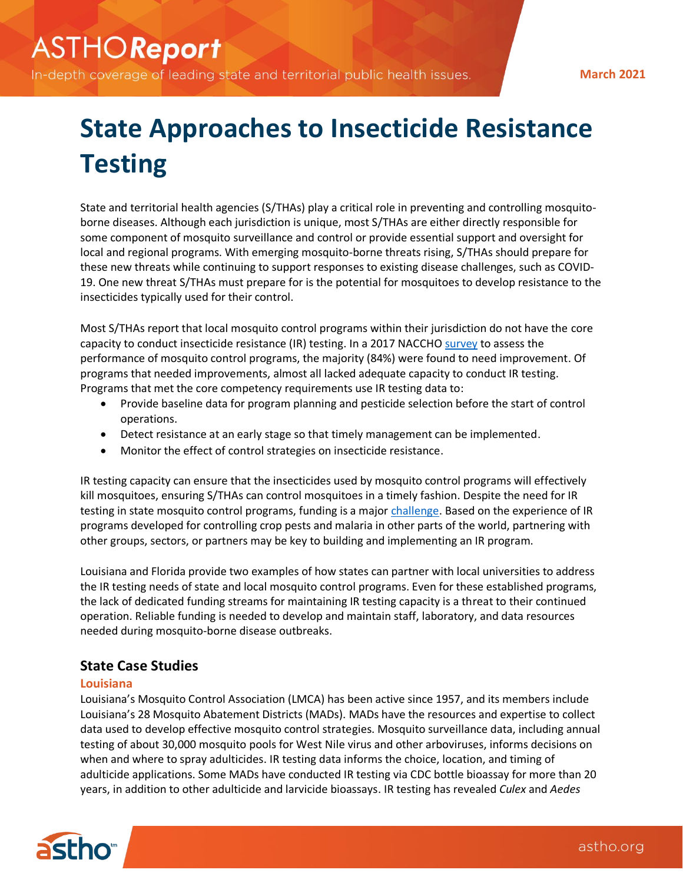# State Approaches to Insecticide Resistance Testing

State and territorial health agencies (S/THAs) play a critical role in preventing and controlling mosquito-borne diseases. Although each jurisdiction is unique, most S/THAs are either directly responsible for some component of mosquito surveillance and control or provide essential support and oversight for local and regional programs. With emerging mosquito-borne threats rising, S/THAs should prepare for these new threats while continuing to support responses to existing disease challenges, such as COVID-19. One new threat S/THAs must prepare for is the potential for mosquitoes to develop resistance to the insecticides typically used for their control.

Most S/THAs report that local mosquito control programs within their jurisdiction do not have the core capacity to conduct insecticide resistance (IR) testing. In a 2017 NACCHO survey to assess the performance of mosquito control programs, the majority (84%) were found to need improvement. Of programs that needed improvements, almost all lacked adequate capacity to conduct IR testing. Programs that met the core competency requirements use IR testing data to:

- Provide baseline data for program planning and pesticide selection before the start of control operations.
- Detect resistance at an early stage so that timely management can be implemented.
- Monitor the effect of control strategies on insecticide resistance.

IR testing capacity can ensure that the insecticides used by mosquito control programs will effectively kill mosquitoes, ensuring S/THAs can control mosquitoes in a timely fashion. Despite the need for IR testing in state mosquito control programs, funding is a major challenge. Based on the experience of IR programs developed for controlling crop pests and malaria in other parts of the world, partnering with other groups, sectors, or partners may be key to building and implementing an IR program.

Louisiana and Florida provide two examples of how states can partner with local universities to address the IR testing needs of state and local mosquito control programs. Even for these established programs, the lack of dedicated funding streams for maintaining IR testing capacity is a threat to their continued operation. Reliable funding is needed to develop and maintain staff, laboratory, and data resources needed during mosquito-borne disease outbreaks.

## State Case Studies

### Louisiana

Louisiana's Mosquito Control Association (LMCA) has been active since 1957, and its members include Louisiana's 28 Mosquito Abatement Districts (MADs). MADs have the resources and expertise to collect data used to develop effective mosquito control strategies. Mosquito surveillance data, including annual testing of about 30,000 mosquito pools for West Nile virus and other arboviruses, informs decisions on when and where to spray adulticides. IR testing data informs the choice, location, and timing of adulticide applications. Some MADs have conducted IR testing via CDC bottle bioassay for more than 20 years, in addition to other adulticide and larvicide bioassays. IR testing has revealed *Culex* and *Aedes*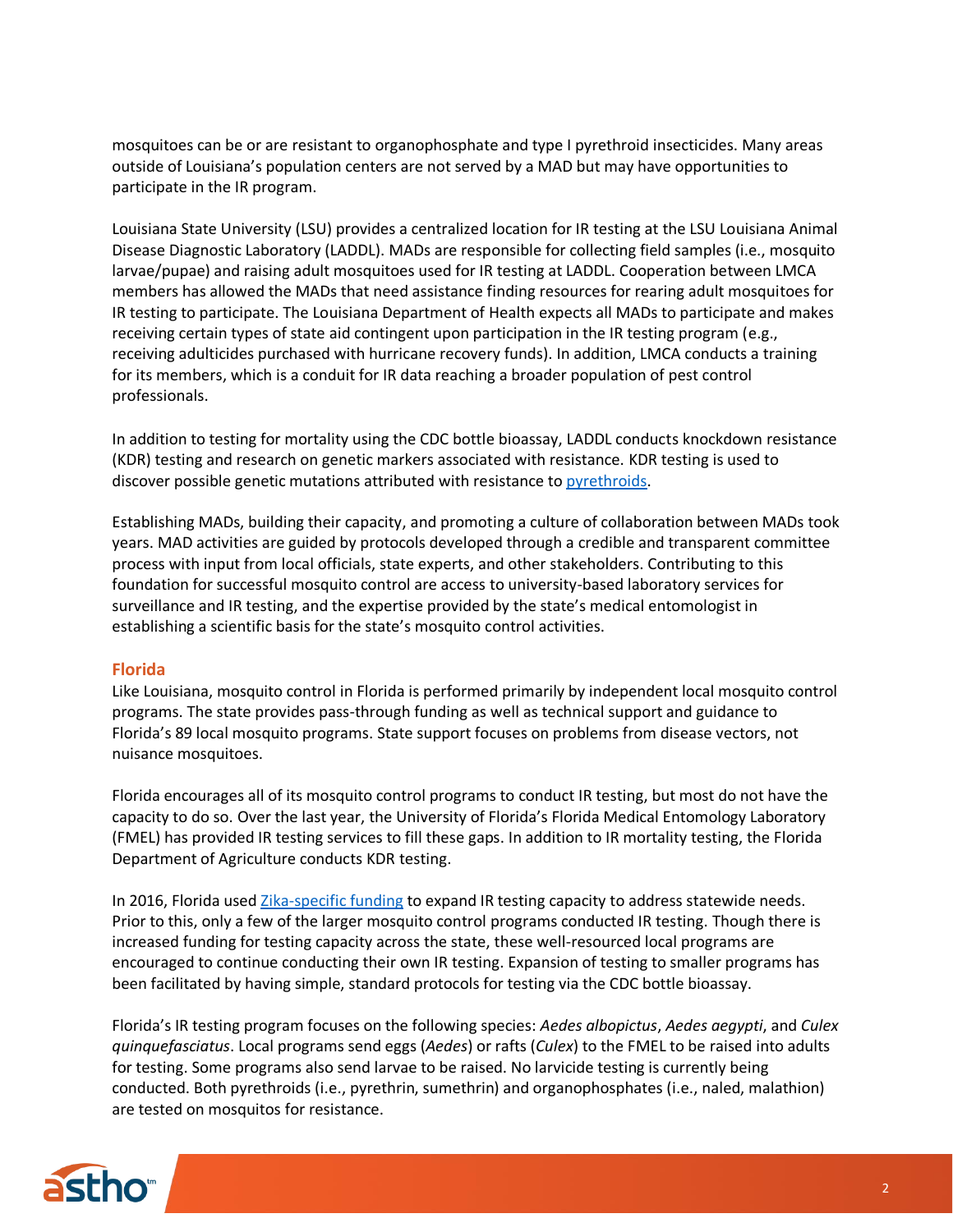mosquitoes can be or are resistant to organophosphate and type I pyrethroid insecticides. Many areas outside of Louisiana's population centers are not served by a MAD but may have opportunities to participate in the IR program.

Louisiana State University (LSU) provides a centralized location for IR testing at the LSU Louisiana Animal Disease Diagnostic Laboratory (LADDL). MADs are responsible for collecting field samples (i.e., mosquito larvae/pupae) and raising adult mosquitoes used for IR testing at LADDL. Cooperation between LMCA members has allowed the MADs that need assistance finding resources for rearing adult mosquitoes for IR testing to participate. The Louisiana Department of Health expects all MADs to participate and makes receiving certain types of state aid contingent upon participation in the IR testing program (e.g., receiving adulticides purchased with hurricane recovery funds). In addition, LMCA conducts a training for its members, which is a conduit for IR data reaching a broader population of pest control professionals.

In addition to testing for mortality using the CDC bottle bioassay, LADDL conducts knockdown resistance (KDR) testing and research on genetic markers associated with resistance. KDR testing is used to discover possible genetic mutations attributed with resistance to [pyrethroids](#).

Establishing MADs, building their capacity, and promoting a culture of collaboration between MADs took years. MAD activities are guided by protocols developed through a credible and transparent committee process with input from local officials, state experts, and other stakeholders. Contributing to this foundation for successful mosquito control are access to university-based laboratory services for surveillance and IR testing, and the expertise provided by the state's medical entomologist in establishing a scientific basis for the state's mosquito control activities.

## Florida

Like Louisiana, mosquito control in Florida is performed primarily by independent local mosquito control programs. The state provides pass-through funding as well as technical support and guidance to Florida's 89 local mosquito programs. State support focuses on problems from disease vectors, not nuisance mosquitoes.

Florida encourages all of its mosquito control programs to conduct IR testing, but most do not have the capacity to do so. Over the last year, the University of Florida's Florida Medical Entomology Laboratory (FMEL) has provided IR testing services to fill these gaps. In addition to IR mortality testing, the Florida Department of Agriculture conducts KDR testing.

In 2016, Florida used [Zika-specific funding](#) to expand IR testing capacity to address statewide needs. Prior to this, only a few of the larger mosquito control programs conducted IR testing. Though there is increased funding for testing capacity across the state, these well-resourced local programs are encouraged to continue conducting their own IR testing. Expansion of testing to smaller programs has been facilitated by having simple, standard protocols for testing via the CDC bottle bioassay.

Florida's IR testing program focuses on the following species: *Aedes albopictus*, *Aedes aegypti*, and *Culex quinquefasciatus*. Local programs send eggs (*Aedes*) or rafts (*Culex*) to the FMEL to be raised into adults for testing. Some programs also send larvae to be raised. No larvicide testing is currently being conducted. Both pyrethroids (i.e., pyrethrin, sumethrin) and organophosphates (i.e., naled, malathion) are tested on mosquitos for resistance.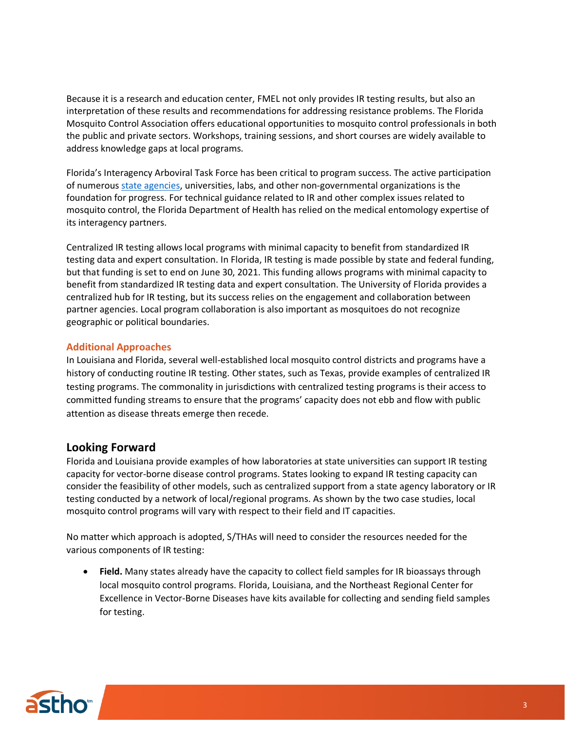Because it is a research and education center, FMEL not only provides IR testing results, but also an interpretation of these results and recommendations for addressing resistance problems. The Florida Mosquito Control Association offers educational opportunities to mosquito control professionals in both the public and private sectors. Workshops, training sessions, and short courses are widely available to address knowledge gaps at local programs.

Florida's Interagency Arboviral Task Force has been critical to program success. The active participation of numerous state agencies, universities, labs, and other non-governmental organizations is the foundation for progress. For technical guidance related to IR and other complex issues related to mosquito control, the Florida Department of Health has relied on the medical entomology expertise of its interagency partners.

Centralized IR testing allows local programs with minimal capacity to benefit from standardized IR testing data and expert consultation. In Florida, IR testing is made possible by state and federal funding, but that funding is set to end on June 30, 2021. This funding allows programs with minimal capacity to benefit from standardized IR testing data and expert consultation. The University of Florida provides a centralized hub for IR testing, but its success relies on the engagement and collaboration between partner agencies. Local program collaboration is also important as mosquitoes do not recognize geographic or political boundaries.

### Additional Approaches

In Louisiana and Florida, several well-established local mosquito control districts and programs have a history of conducting routine IR testing. Other states, such as Texas, provide examples of centralized IR testing programs. The commonality in jurisdictions with centralized testing programs is their access to committed funding streams to ensure that the programs' capacity does not ebb and flow with public attention as disease threats emerge then recede.

## Looking Forward

Florida and Louisiana provide examples of how laboratories at state universities can support IR testing capacity for vector-borne disease control programs. States looking to expand IR testing capacity can consider the feasibility of other models, such as centralized support from a state agency laboratory or IR testing conducted by a network of local/regional programs. As shown by the two case studies, local mosquito control programs will vary with respect to their field and IT capacities.

No matter which approach is adopted, S/THAs will need to consider the resources needed for the various components of IR testing:

- **Field.** Many states already have the capacity to collect field samples for IR bioassays through local mosquito control programs. Florida, Louisiana, and the Northeast Regional Center for Excellence in Vector-Borne Diseases have kits available for collecting and sending field samples for testing.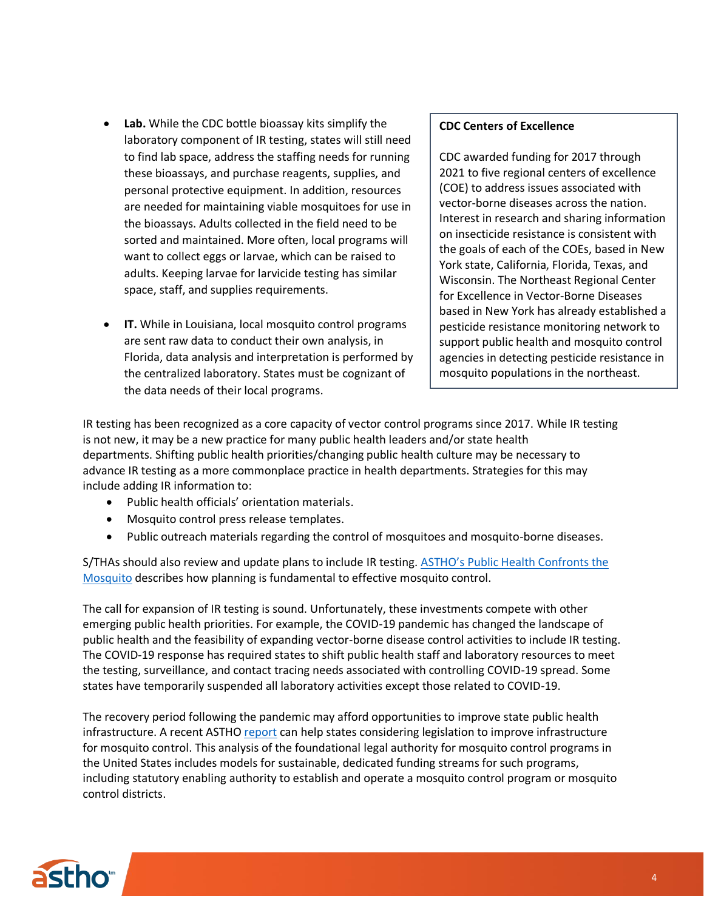- **Lab.** While the CDC bottle bioassay kits simplify the laboratory component of IR testing, states will still need to find lab space, address the staffing needs for running these bioassays, and purchase reagents, supplies, and personal protective equipment. In addition, resources are needed for maintaining viable mosquitoes for use in the bioassays. Adults collected in the field need to be sorted and maintained. More often, local programs will want to collect eggs or larvae, which can be raised to adults. Keeping larvae for larvicide testing has similar space, staff, and supplies requirements.

- **IT.** While in Louisiana, local mosquito control programs are sent raw data to conduct their own analysis, in Florida, data analysis and interpretation is performed by the centralized laboratory. States must be cognizant of the data needs of their local programs.

> **CDC Centers of Excellence**
>
> CDC awarded funding for 2017 through 2021 to five regional centers of excellence (COE) to address issues associated with vector-borne diseases across the nation. Interest in research and sharing information on insecticide resistance is consistent with the goals of each of the COEs, based in New York state, California, Florida, Texas, and Wisconsin. The Northeast Regional Center for Excellence in Vector-Borne Diseases based in New York has already established a pesticide resistance monitoring network to support public health and mosquito control agencies in detecting pesticide resistance in mosquito populations in the northeast.

IR testing has been recognized as a core capacity of vector control programs since 2017. While IR testing is not new, it may be a new practice for many public health leaders and/or state health departments. Shifting public health priorities/changing public health culture may be necessary to advance IR testing as a more commonplace practice in health departments. Strategies for this may include adding IR information to:

- Public health officials' orientation materials.
- Mosquito control press release templates.
- Public outreach materials regarding the control of mosquitoes and mosquito-borne diseases.

S/THAs should also review and update plans to include IR testing. ASTHO's Public Health Confronts the Mosquito describes how planning is fundamental to effective mosquito control.

The call for expansion of IR testing is sound. Unfortunately, these investments compete with other emerging public health priorities. For example, the COVID-19 pandemic has changed the landscape of public health and the feasibility of expanding vector-borne disease control activities to include IR testing. The COVID-19 response has required states to shift public health staff and laboratory resources to meet the testing, surveillance, and contact tracing needs associated with controlling COVID-19 spread. Some states have temporarily suspended all laboratory activities except those related to COVID-19.

The recovery period following the pandemic may afford opportunities to improve state public health infrastructure. A recent ASTHO report can help states considering legislation to improve infrastructure for mosquito control. This analysis of the foundational legal authority for mosquito control programs in the United States includes models for sustainable, dedicated funding streams for such programs, including statutory enabling authority to establish and operate a mosquito control program or mosquito control districts.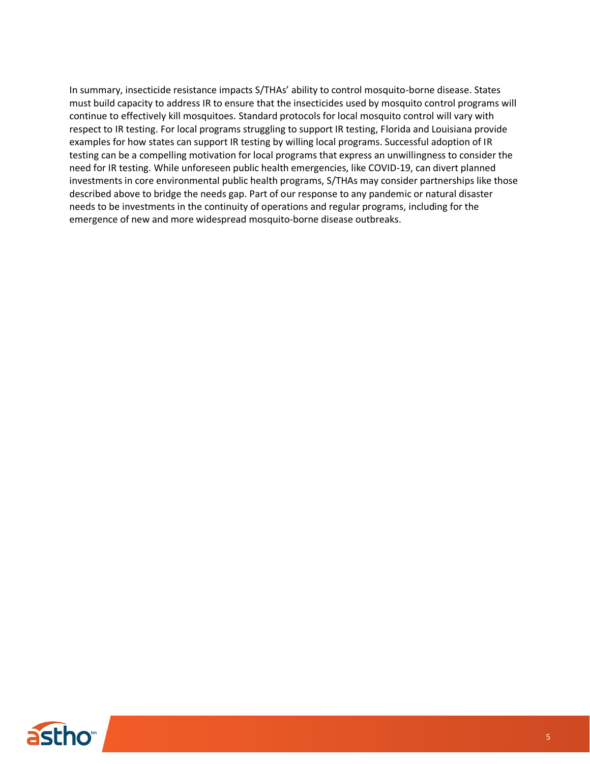In summary, insecticide resistance impacts S/THAs' ability to control mosquito-borne disease. States must build capacity to address IR to ensure that the insecticides used by mosquito control programs will continue to effectively kill mosquitoes. Standard protocols for local mosquito control will vary with respect to IR testing. For local programs struggling to support IR testing, Florida and Louisiana provide examples for how states can support IR testing by willing local programs. Successful adoption of IR testing can be a compelling motivation for local programs that express an unwillingness to consider the need for IR testing. While unforeseen public health emergencies, like COVID-19, can divert planned investments in core environmental public health programs, S/THAs may consider partnerships like those described above to bridge the needs gap. Part of our response to any pandemic or natural disaster needs to be investments in the continuity of operations and regular programs, including for the emergence of new and more widespread mosquito-borne disease outbreaks.